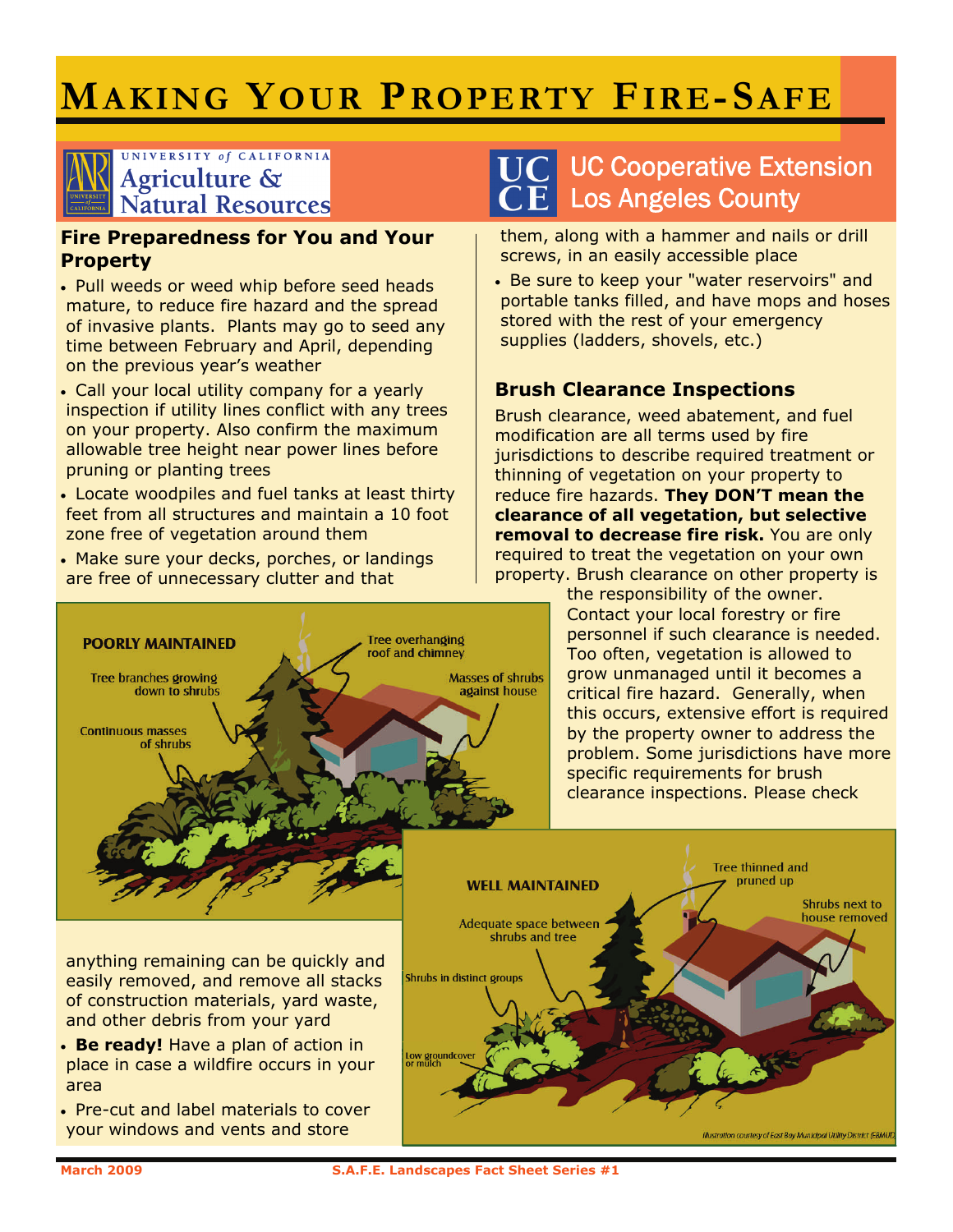# Making Your Property Fire-Safe

University of California Agriculture & Natural Resources

UC Cooperative Extension Los Angeles County

## Fire Preparedness for You and Your Property

- Pull weeds or weed whip before seed heads mature, to reduce fire hazard and the spread of invasive plants. Plants may go to seed any time between February and April, depending on the previous year's weather
- Call your local utility company for a yearly inspection if utility lines conflict with any trees on your property. Also confirm the maximum allowable tree height near power lines before pruning or planting trees
- Locate woodpiles and fuel tanks at least thirty feet from all structures and maintain a 10 foot zone free of vegetation around them
- Make sure your decks, porches, or landings are free of unnecessary clutter and that anything remaining can be quickly and easily removed, and remove all stacks of construction materials, yard waste, and other debris from your yard
- **Be ready!** Have a plan of action in place in case a wildfire occurs in your area
- Pre-cut and label materials to cover your windows and vents and store them, along with a hammer and nails or drill screws, in an easily accessible place
- Be sure to keep your "water reservoirs" and portable tanks filled, and have mops and hoses stored with the rest of your emergency supplies (ladders, shovels, etc.)

## Brush Clearance Inspections

Brush clearance, weed abatement, and fuel modification are all terms used by fire jurisdictions to describe required treatment or thinning of vegetation on your property to reduce fire hazards. **They DON'T mean the clearance of all vegetation, but selective removal to decrease fire risk.** You are only required to treat the vegetation on your own property. Brush clearance on other property is the responsibility of the owner. Contact your local forestry or fire personnel if such clearance is needed. Too often, vegetation is allowed to grow unmanaged until it becomes a critical fire hazard. Generally, when this occurs, extensive effort is required by the property owner to address the problem. Some jurisdictions have more specific requirements for brush clearance inspections. Please check

POORLY MAINTAINED: Tree branches growing down to shrubs; Continuous masses of shrubs; Tree overhanging roof and chimney; Masses of shrubs against house

WELL MAINTAINED: Adequate space between shrubs and tree; Shrubs in distinct groups; Low groundcover or mulch; Tree thinned and pruned up; Shrubs next to house removed

Illustration courtesy of East Bay Municipal Utility District (EBMUD)

March 2009 S.A.F.E. Landscapes Fact Sheet Series #1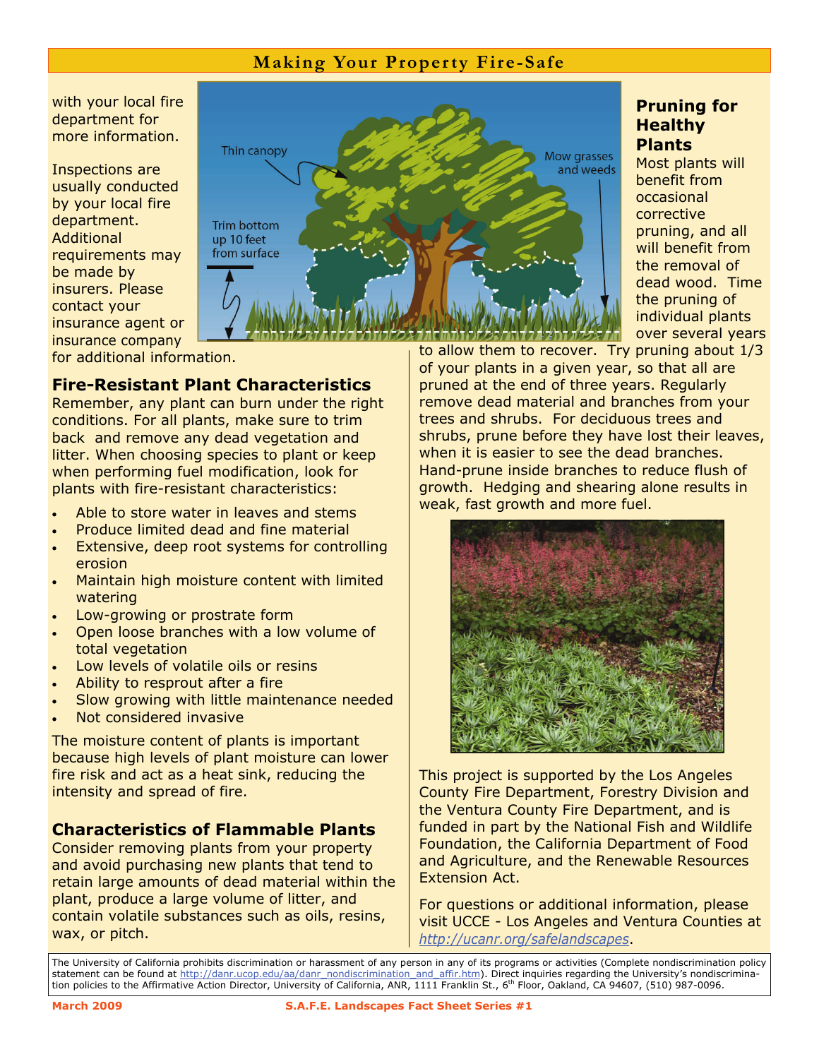with your local fire department for more information.

Inspections are usually conducted by your local fire department. Additional requirements may be made by insurers. Please contact your insurance agent or insurance company for additional information.

Thin canopy

Mow grasses and weeds

Trim bottom up 10 feet from surface

### Fire-Resistant Plant Characteristics

Remember, any plant can burn under the right conditions. For all plants, make sure to trim back and remove any dead vegetation and litter. When choosing species to plant or keep when performing fuel modification, look for plants with fire-resistant characteristics:

- Able to store water in leaves and stems
- Produce limited dead and fine material
- Extensive, deep root systems for controlling erosion
- Maintain high moisture content with limited watering
- Low-growing or prostrate form
- Open loose branches with a low volume of total vegetation
- Low levels of volatile oils or resins
- Ability to resprout after a fire
- Slow growing with little maintenance needed
- Not considered invasive

The moisture content of plants is important because high levels of plant moisture can lower fire risk and act as a heat sink, reducing the intensity and spread of fire.

### Characteristics of Flammable Plants

Consider removing plants from your property and avoid purchasing new plants that tend to retain large amounts of dead material within the plant, produce a large volume of litter, and contain volatile substances such as oils, resins, wax, or pitch.

### Pruning for Healthy Plants

Most plants will benefit from occasional corrective pruning, and all will benefit from the removal of dead wood. Time the pruning of individual plants over several years to allow them to recover. Try pruning about 1/3 of your plants in a given year, so that all are pruned at the end of three years. Regularly remove dead material and branches from your trees and shrubs. For deciduous trees and shrubs, prune before they have lost their leaves, when it is easier to see the dead branches. Hand-prune inside branches to reduce flush of growth. Hedging and shearing alone results in weak, fast growth and more fuel.

This project is supported by the Los Angeles County Fire Department, Forestry Division and the Ventura County Fire Department, and is funded in part by the National Fish and Wildlife Foundation, the California Department of Food and Agriculture, and the Renewable Resources Extension Act.

For questions or additional information, please visit UCCE - Los Angeles and Ventura Counties at http://ucanr.org/safelandscapes.

The University of California prohibits discrimination or harassment of any person in any of its programs or activities (Complete nondiscrimination policy statement can be found at http://danr.ucop.edu/aa/danr_nondiscrimination_and_affir.htm). Direct inquiries regarding the University's nondiscrimination policies to the Affirmative Action Director, University of California, ANR, 1111 Franklin St., 6th Floor, Oakland, CA 94607, (510) 987-0096.

**March 2009** **S.A.F.E. Landscapes Fact Sheet Series #1**